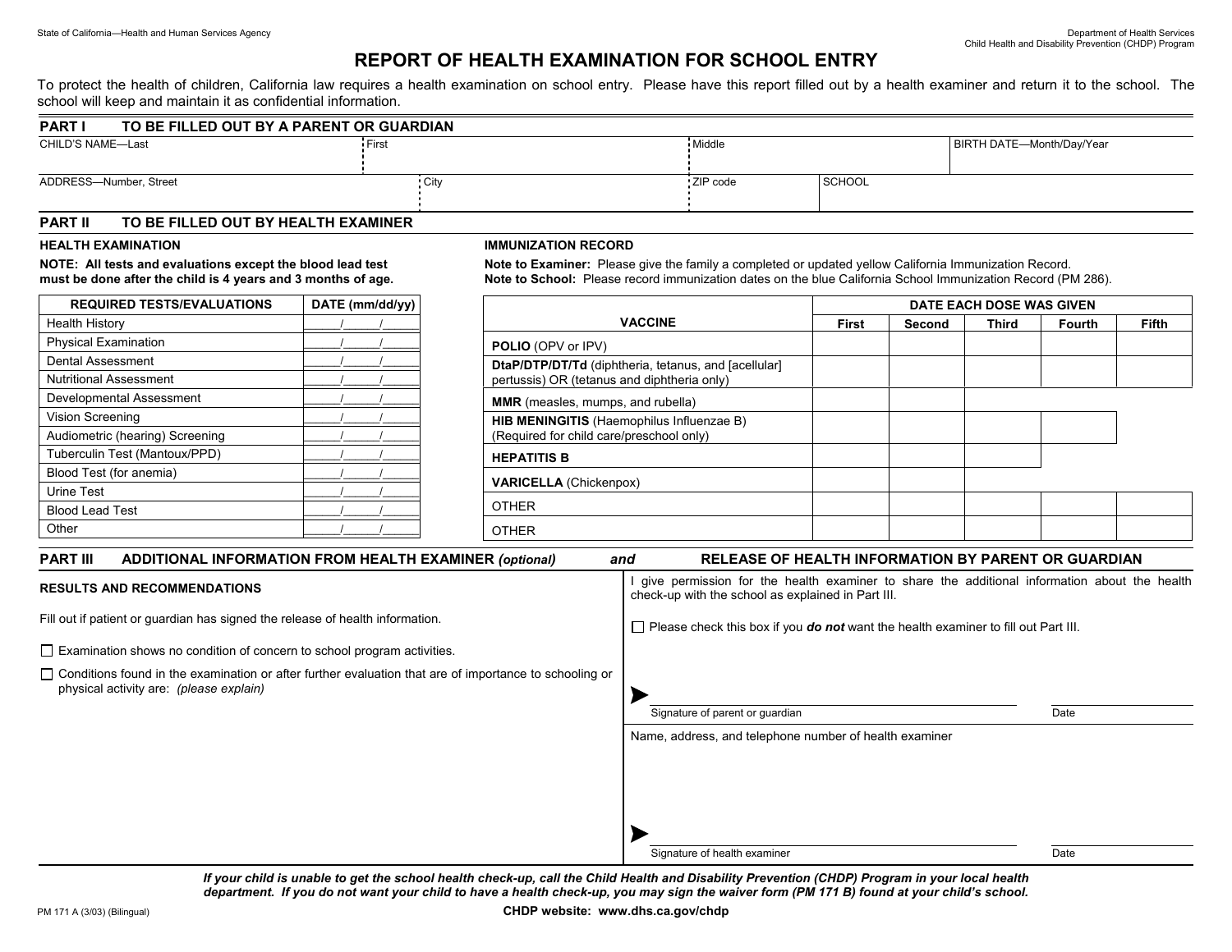State of California—Health and Human Services Agency

Department of Health Services
Child Health and Disability Prevention (CHDP) Program

# REPORT OF HEALTH EXAMINATION FOR SCHOOL ENTRY

To protect the health of children, California law requires a health examination on school entry. Please have this report filled out by a health examiner and return it to the school. The school will keep and maintain it as confidential information.

## PART I TO BE FILLED OUT BY A PARENT OR GUARDIAN

| CHILD'S NAME—Last | First | Middle | BIRTH DATE—Month/Day/Year |
|---|---|---|---|
| | | | |

| ADDRESS—Number, Street | City | ZIP code | SCHOOL |
|---|---|---|---|
| | | | |

## PART II TO BE FILLED OUT BY HEALTH EXAMINER

### HEALTH EXAMINATION

**NOTE: All tests and evaluations except the blood lead test must be done after the child is 4 years and 3 months of age.**

| REQUIRED TESTS/EVALUATIONS | DATE (mm/dd/yy) |
|---|---|
| Health History | \_\_\_\_\_/\_\_\_\_\_/\_\_\_\_\_ |
| Physical Examination | \_\_\_\_\_/\_\_\_\_\_/\_\_\_\_\_ |
| Dental Assessment | \_\_\_\_\_/\_\_\_\_\_/\_\_\_\_\_ |
| Nutritional Assessment | \_\_\_\_\_/\_\_\_\_\_/\_\_\_\_\_ |
| Developmental Assessment | \_\_\_\_\_/\_\_\_\_\_/\_\_\_\_\_ |
| Vision Screening | \_\_\_\_\_/\_\_\_\_\_/\_\_\_\_\_ |
| Audiometric (hearing) Screening | \_\_\_\_\_/\_\_\_\_\_/\_\_\_\_\_ |
| Tuberculin Test (Mantoux/PPD) | \_\_\_\_\_/\_\_\_\_\_/\_\_\_\_\_ |
| Blood Test (for anemia) | \_\_\_\_\_/\_\_\_\_\_/\_\_\_\_\_ |
| Urine Test | \_\_\_\_\_/\_\_\_\_\_/\_\_\_\_\_ |
| Blood Lead Test | \_\_\_\_\_/\_\_\_\_\_/\_\_\_\_\_ |
| Other | \_\_\_\_\_/\_\_\_\_\_/\_\_\_\_\_ |

### IMMUNIZATION RECORD

**Note to Examiner:** Please give the family a completed or updated yellow California Immunization Record.
**Note to School:** Please record immunization dates on the blue California School Immunization Record (PM 286).

| VACCINE | DATE EACH DOSE WAS GIVEN | | | | |
|---|---|---|---|---|---|
| | First | Second | Third | Fourth | Fifth |
| **POLIO** (OPV or IPV) | | | | | |
| **DtaP/DTP/DT/Td** (diphtheria, tetanus, and [acellular] pertussis) OR (tetanus and diphtheria only) | | | | | |
| **MMR** (measles, mumps, and rubella) | | | | | |
| **HIB MENINGITIS** (Haemophilus Influenzae B) (Required for child care/preschool only) | | | | | |
| **HEPATITIS B** | | | | | |
| **VARICELLA** (Chickenpox) | | | | | |
| OTHER | | | | | |
| OTHER | | | | | |

## PART III ADDITIONAL INFORMATION FROM HEALTH EXAMINER *(optional)* *and* RELEASE OF HEALTH INFORMATION BY PARENT OR GUARDIAN

### RESULTS AND RECOMMENDATIONS

Fill out if patient or guardian has signed the release of health information.

☐ Examination shows no condition of concern to school program activities.

☐ Conditions found in the examination or after further evaluation that are of importance to schooling or physical activity are: *(please explain)*

I give permission for the health examiner to share the additional information about the health check-up with the school as explained in Part III.

☐ Please check this box if you ***do not*** want the health examiner to fill out Part III.

➤ \_\_\_\_\_\_\_\_\_\_\_\_\_\_\_\_\_\_\_\_\_\_\_\_\_\_\_\_\_\_ \_\_\_\_\_\_\_\_\_\_
Signature of parent or guardian — Date

Name, address, and telephone number of health examiner

➤ \_\_\_\_\_\_\_\_\_\_\_\_\_\_\_\_\_\_\_\_\_\_\_\_\_\_\_\_\_\_ \_\_\_\_\_\_\_\_\_\_
Signature of health examiner — Date

***If your child is unable to get the school health check-up, call the Child Health and Disability Prevention (CHDP) Program in your local health department. If you do not want your child to have a health check-up, you may sign the waiver form (PM 171 B) found at your child's school.***

PM 171 A (3/03) (Bilingual)

**CHDP website: www.dhs.ca.gov/chdp**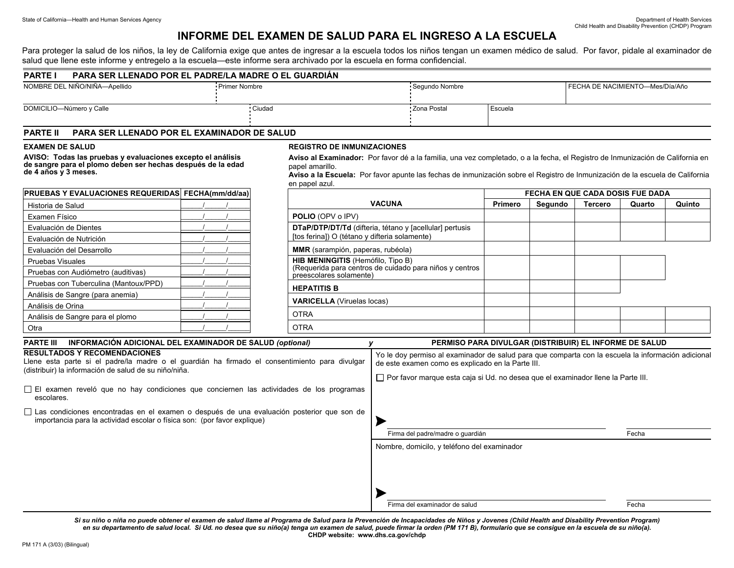State of California—Health and Human Services Agency

Department of Health Services
Child Health and Disability Prevention (CHDP) Program

# INFORME DEL EXAMEN DE SALUD PARA EL INGRESO A LA ESCUELA

Para proteger la salud de los niños, la ley de California exige que antes de ingresar a la escuela todos los niños tengan un examen médico de salud. Por favor, pidale al examinador de salud que llene este informe y entregelo a la escuela—este informe sera archivado por la escuela en forma confidencial.

## PARTE I PARA SER LLENADO POR EL PADRE/LA MADRE O EL GUARDIÁN

| NOMBRE DEL NIÑO/NIÑA—Apellido | Primer Nombre | Segundo Nombre | FECHA DE NACIMIENTO—Mes/Día/Año |
|---|---|---|---|
| | | | |

| DOMICILIO—Número y Calle | Ciudad | Zona Postal | Escuela |
|---|---|---|---|
| | | | |

## PARTE II PARA SER LLENADO POR EL EXAMINADOR DE SALUD

### EXAMEN DE SALUD

**AVISO: Todas las pruebas y evaluaciones excepto el análisis de sangre para el plomo deben ser hechas después de la edad de 4 años y 3 meses.**

| PRUEBAS Y EVALUACIONES REQUERIDAS | FECHA(mm/dd/aa) |
|---|---|
| Historia de Salud | _____/_____/_____ |
| Examen Físico | _____/_____/_____ |
| Evaluación de Dientes | _____/_____/_____ |
| Evaluación de Nutrición | _____/_____/_____ |
| Evaluación del Desarrollo | _____/_____/_____ |
| Pruebas Visuales | _____/_____/_____ |
| Pruebas con Audiómetro (auditivas) | _____/_____/_____ |
| Pruebas con Tuberculina (Mantoux/PPD) | _____/_____/_____ |
| Análisis de Sangre (para anemia) | _____/_____/_____ |
| Análisis de Orina | _____/_____/_____ |
| Análisis de Sangre para el plomo | _____/_____/_____ |
| Otra | _____/_____/_____ |

### REGISTRO DE INMUNIZACIONES

**Aviso al Examinador:** Por favor dé a la familia, una vez completado, o a la fecha, el Registro de Inmunización de California en papel amarillo.
**Aviso a la Escuela:** Por favor apunte las fechas de inmunización sobre el Registro de Inmunización de la escuela de California en papel azul.

| VACUNA | FECHA EN QUE CADA DOSIS FUE DADA | | | | |
|---|---|---|---|---|---|
| | Primero | Segundo | Tercero | Quarto | Quinto |
| **POLIO** (OPV o IPV) | | | | | |
| **DTaP/DTP/DT/Td** (difteria, tétano y [acellular] pertusis [tos ferina]) O (tétano y difteria solamente) | | | | | |
| **MMR** (sarampión, paperas, rubéola) | | | | | |
| **HIB MENINGITIS** (Hemófilo, Tipo B) (Requerida para centros de cuidado para niños y centros preescolares solamente) | | | | | |
| **HEPATITIS B** | | | | | |
| **VARICELLA** (Viruelas locas) | | | | | |
| OTRA | | | | | |
| OTRA | | | | | |

## PARTE III INFORMACIÓN ADICIONAL DEL EXAMINADOR DE SALUD *(optional)* *y* PERMISO PARA DIVULGAR (DISTRIBUIR) EL INFORME DE SALUD

### RESULTADOS Y RECOMENDACIONES

Llene esta parte si el padre/la madre o el guardián ha firmado el consentimiento para divulgar (distribuir) la información de salud de su niño/niña.

☐ El examen reveló que no hay condiciones que conciernen las actividades de los programas escolares.

☐ Las condiciones encontradas en el examen o después de una evaluación posterior que son de importancia para la actividad escolar o física son: (por favor explique)

Yo le doy permiso al examinador de salud para que comparta con la escuela la información adicional de este examen como es explicado en la Parte III.

☐ Por favor marque esta caja si Ud. no desea que el examinador llene la Parte III.

➤ ______________________________ ____________
Firma del padre/madre o guardián Fecha

Nombre, domicilio, y teléfono del examinador

➤ ______________________________ ____________
Firma del examinador de salud Fecha

***Si su niño o niña no puede obtener el examen de salud llame al Programa de Salud para la Prevención de Incapacidades de Niños y Jovenes (Child Health and Disability Prevention Program) en su departamento de salud local. Si Ud. no desea que su niño(a) tenga un examen de salud, puede firmar la orden (PM 171 B), formulario que se consigue en la escuela de su niño(a).***
**CHDP website: www.dhs.ca.gov/chdp**

PM 171 A (3/03) (Bilingual)